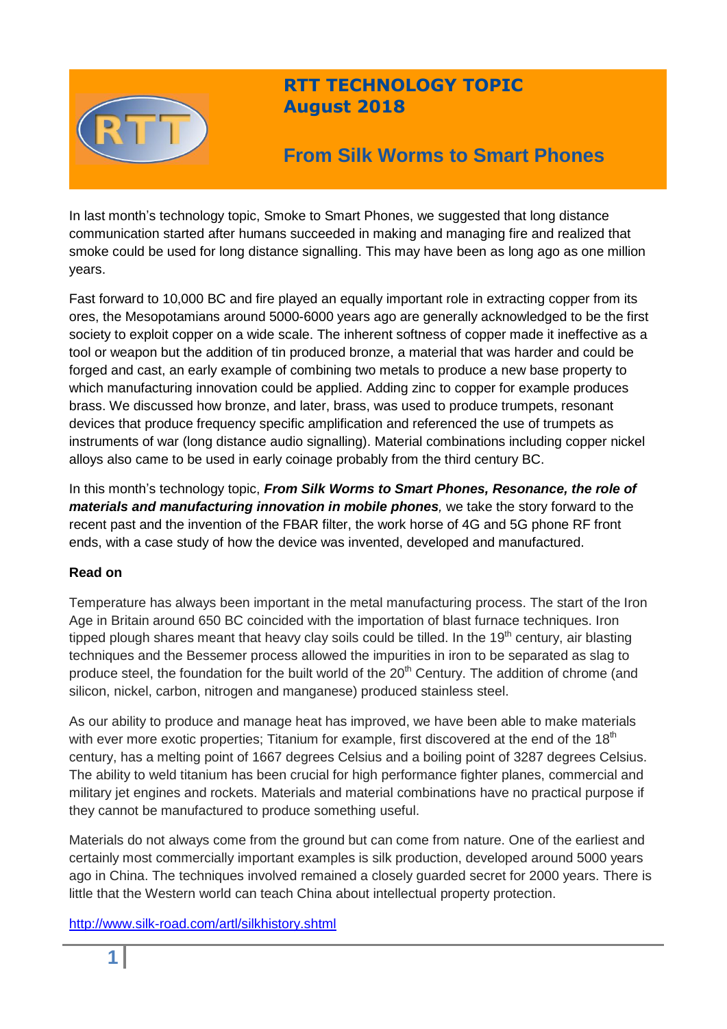# RTT TECHNOLOGY TOPIC
## August 2018

## From Silk Worms to Smart Phones

In last month's technology topic, Smoke to Smart Phones, we suggested that long distance communication started after humans succeeded in making and managing fire and realized that smoke could be used for long distance signalling. This may have been as long ago as one million years.

Fast forward to 10,000 BC and fire played an equally important role in extracting copper from its ores, the Mesopotamians around 5000-6000 years ago are generally acknowledged to be the first society to exploit copper on a wide scale. The inherent softness of copper made it ineffective as a tool or weapon but the addition of tin produced bronze, a material that was harder and could be forged and cast, an early example of combining two metals to produce a new base property to which manufacturing innovation could be applied. Adding zinc to copper for example produces brass. We discussed how bronze, and later, brass, was used to produce trumpets, resonant devices that produce frequency specific amplification and referenced the use of trumpets as instruments of war (long distance audio signalling). Material combinations including copper nickel alloys also came to be used in early coinage probably from the third century BC.

In this month's technology topic, ***From Silk Worms to Smart Phones, Resonance, the role of materials and manufacturing innovation in mobile phones**,* we take the story forward to the recent past and the invention of the FBAR filter, the work horse of 4G and 5G phone RF front ends, with a case study of how the device was invented, developed and manufactured.

**Read on**

Temperature has always been important in the metal manufacturing process. The start of the Iron Age in Britain around 650 BC coincided with the importation of blast furnace techniques. Iron tipped plough shares meant that heavy clay soils could be tilled. In the 19th century, air blasting techniques and the Bessemer process allowed the impurities in iron to be separated as slag to produce steel, the foundation for the built world of the 20th Century. The addition of chrome (and silicon, nickel, carbon, nitrogen and manganese) produced stainless steel.

As our ability to produce and manage heat has improved, we have been able to make materials with ever more exotic properties; Titanium for example, first discovered at the end of the 18th century, has a melting point of 1667 degrees Celsius and a boiling point of 3287 degrees Celsius. The ability to weld titanium has been crucial for high performance fighter planes, commercial and military jet engines and rockets. Materials and material combinations have no practical purpose if they cannot be manufactured to produce something useful.

Materials do not always come from the ground but can come from nature. One of the earliest and certainly most commercially important examples is silk production, developed around 5000 years ago in China. The techniques involved remained a closely guarded secret for 2000 years. There is little that the Western world can teach China about intellectual property protection.

http://www.silk-road.com/artl/silkhistory.shtml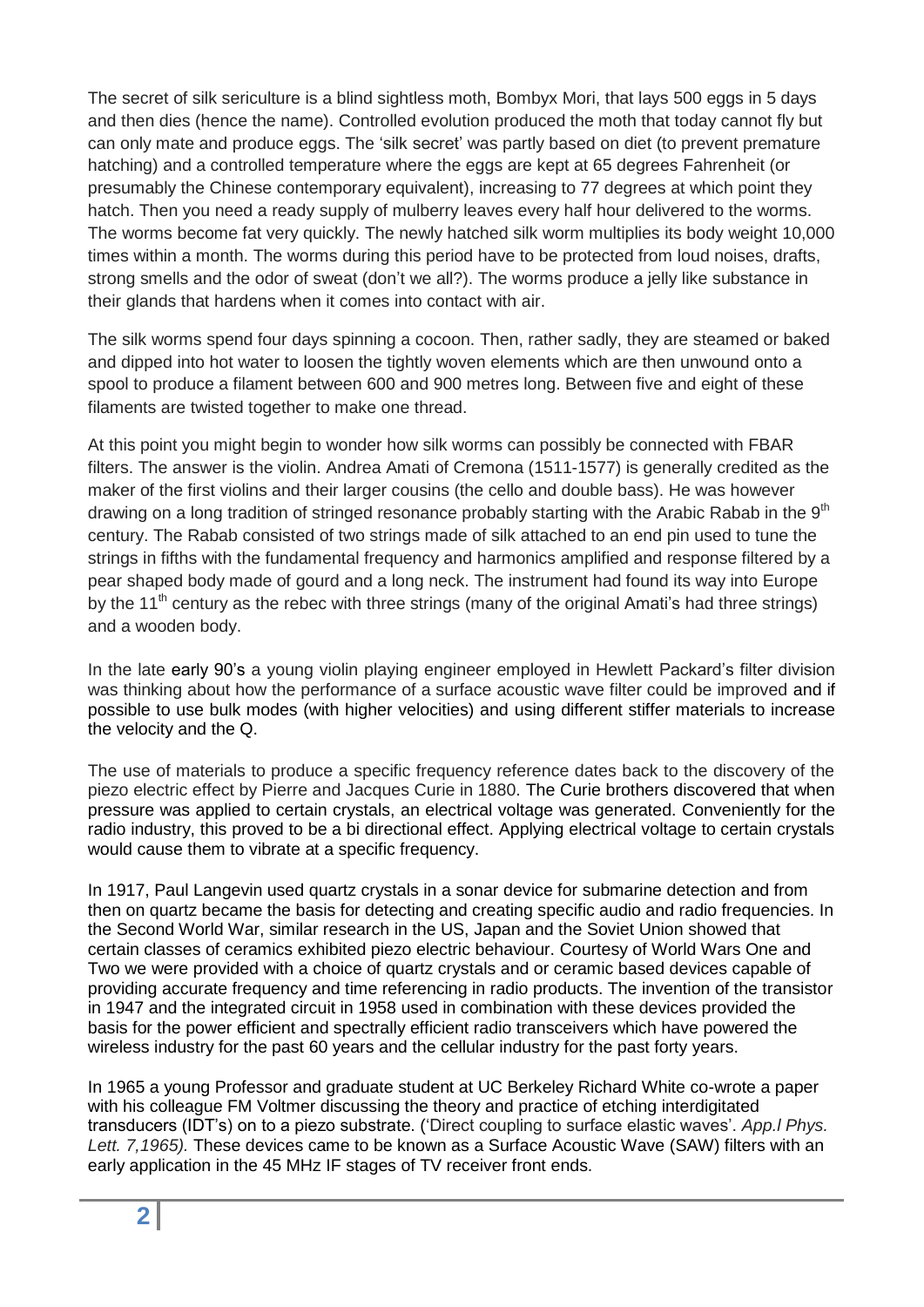The secret of silk sericulture is a blind sightless moth, Bombyx Mori, that lays 500 eggs in 5 days and then dies (hence the name). Controlled evolution produced the moth that today cannot fly but can only mate and produce eggs. The 'silk secret' was partly based on diet (to prevent premature hatching) and a controlled temperature where the eggs are kept at 65 degrees Fahrenheit (or presumably the Chinese contemporary equivalent), increasing to 77 degrees at which point they hatch. Then you need a ready supply of mulberry leaves every half hour delivered to the worms. The worms become fat very quickly. The newly hatched silk worm multiplies its body weight 10,000 times within a month. The worms during this period have to be protected from loud noises, drafts, strong smells and the odor of sweat (don't we all?). The worms produce a jelly like substance in their glands that hardens when it comes into contact with air.

The silk worms spend four days spinning a cocoon. Then, rather sadly, they are steamed or baked and dipped into hot water to loosen the tightly woven elements which are then unwound onto a spool to produce a filament between 600 and 900 metres long. Between five and eight of these filaments are twisted together to make one thread.

At this point you might begin to wonder how silk worms can possibly be connected with FBAR filters. The answer is the violin. Andrea Amati of Cremona (1511-1577) is generally credited as the maker of the first violins and their larger cousins (the cello and double bass). He was however drawing on a long tradition of stringed resonance probably starting with the Arabic Rabab in the 9th century. The Rabab consisted of two strings made of silk attached to an end pin used to tune the strings in fifths with the fundamental frequency and harmonics amplified and response filtered by a pear shaped body made of gourd and a long neck. The instrument had found its way into Europe by the 11th century as the rebec with three strings (many of the original Amati's had three strings) and a wooden body.

In the late early 90's a young violin playing engineer employed in Hewlett Packard's filter division was thinking about how the performance of a surface acoustic wave filter could be improved and if possible to use bulk modes (with higher velocities) and using different stiffer materials to increase the velocity and the Q.

The use of materials to produce a specific frequency reference dates back to the discovery of the piezo electric effect by Pierre and Jacques Curie in 1880. The Curie brothers discovered that when pressure was applied to certain crystals, an electrical voltage was generated. Conveniently for the radio industry, this proved to be a bi directional effect. Applying electrical voltage to certain crystals would cause them to vibrate at a specific frequency.

In 1917, Paul Langevin used quartz crystals in a sonar device for submarine detection and from then on quartz became the basis for detecting and creating specific audio and radio frequencies. In the Second World War, similar research in the US, Japan and the Soviet Union showed that certain classes of ceramics exhibited piezo electric behaviour. Courtesy of World Wars One and Two we were provided with a choice of quartz crystals and or ceramic based devices capable of providing accurate frequency and time referencing in radio products. The invention of the transistor in 1947 and the integrated circuit in 1958 used in combination with these devices provided the basis for the power efficient and spectrally efficient radio transceivers which have powered the wireless industry for the past 60 years and the cellular industry for the past forty years.

In 1965 a young Professor and graduate student at UC Berkeley Richard White co-wrote a paper with his colleague FM Voltmer discussing the theory and practice of etching interdigitated transducers (IDT's) on to a piezo substrate. ('Direct coupling to surface elastic waves'. *App.l Phys. Lett. 7,1965).* These devices came to be known as a Surface Acoustic Wave (SAW) filters with an early application in the 45 MHz IF stages of TV receiver front ends.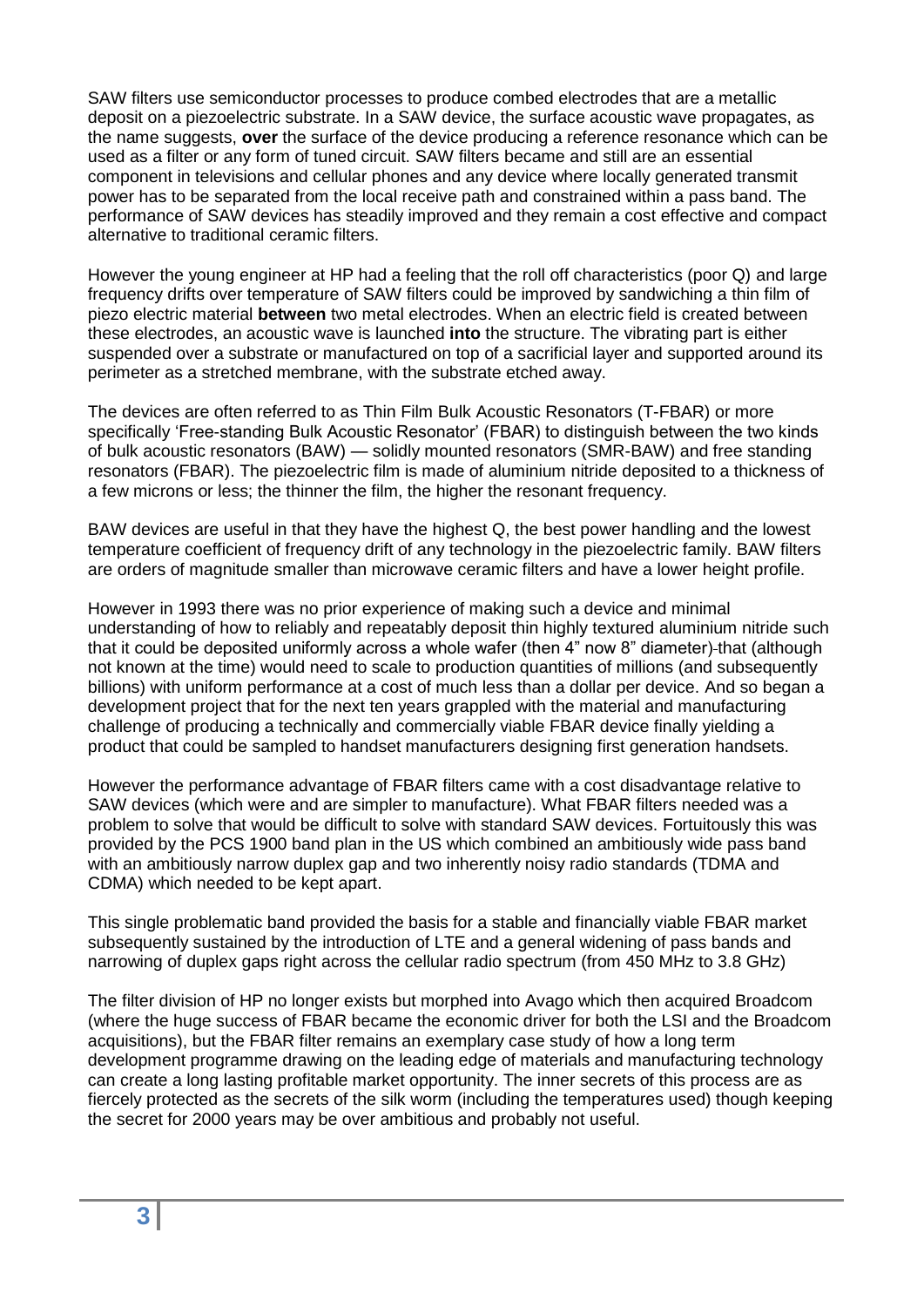SAW filters use semiconductor processes to produce combed electrodes that are a metallic deposit on a piezoelectric substrate. In a SAW device, the surface acoustic wave propagates, as the name suggests, **over** the surface of the device producing a reference resonance which can be used as a filter or any form of tuned circuit. SAW filters became and still are an essential component in televisions and cellular phones and any device where locally generated transmit power has to be separated from the local receive path and constrained within a pass band. The performance of SAW devices has steadily improved and they remain a cost effective and compact alternative to traditional ceramic filters.

However the young engineer at HP had a feeling that the roll off characteristics (poor Q) and large frequency drifts over temperature of SAW filters could be improved by sandwiching a thin film of piezo electric material **between** two metal electrodes. When an electric field is created between these electrodes, an acoustic wave is launched **into** the structure. The vibrating part is either suspended over a substrate or manufactured on top of a sacrificial layer and supported around its perimeter as a stretched membrane, with the substrate etched away.

The devices are often referred to as Thin Film Bulk Acoustic Resonators (T-FBAR) or more specifically 'Free-standing Bulk Acoustic Resonator' (FBAR) to distinguish between the two kinds of bulk acoustic resonators (BAW) — solidly mounted resonators (SMR-BAW) and free standing resonators (FBAR). The piezoelectric film is made of aluminium nitride deposited to a thickness of a few microns or less; the thinner the film, the higher the resonant frequency.

BAW devices are useful in that they have the highest Q, the best power handling and the lowest temperature coefficient of frequency drift of any technology in the piezoelectric family. BAW filters are orders of magnitude smaller than microwave ceramic filters and have a lower height profile.

However in 1993 there was no prior experience of making such a device and minimal understanding of how to reliably and repeatably deposit thin highly textured aluminium nitride such that it could be deposited uniformly across a whole wafer (then 4" now 8" diameter) that (although not known at the time) would need to scale to production quantities of millions (and subsequently billions) with uniform performance at a cost of much less than a dollar per device. And so began a development project that for the next ten years grappled with the material and manufacturing challenge of producing a technically and commercially viable FBAR device finally yielding a product that could be sampled to handset manufacturers designing first generation handsets.

However the performance advantage of FBAR filters came with a cost disadvantage relative to SAW devices (which were and are simpler to manufacture). What FBAR filters needed was a problem to solve that would be difficult to solve with standard SAW devices. Fortuitously this was provided by the PCS 1900 band plan in the US which combined an ambitiously wide pass band with an ambitiously narrow duplex gap and two inherently noisy radio standards (TDMA and CDMA) which needed to be kept apart.

This single problematic band provided the basis for a stable and financially viable FBAR market subsequently sustained by the introduction of LTE and a general widening of pass bands and narrowing of duplex gaps right across the cellular radio spectrum (from 450 MHz to 3.8 GHz)

The filter division of HP no longer exists but morphed into Avago which then acquired Broadcom (where the huge success of FBAR became the economic driver for both the LSI and the Broadcom acquisitions), but the FBAR filter remains an exemplary case study of how a long term development programme drawing on the leading edge of materials and manufacturing technology can create a long lasting profitable market opportunity. The inner secrets of this process are as fiercely protected as the secrets of the silk worm (including the temperatures used) though keeping the secret for 2000 years may be over ambitious and probably not useful.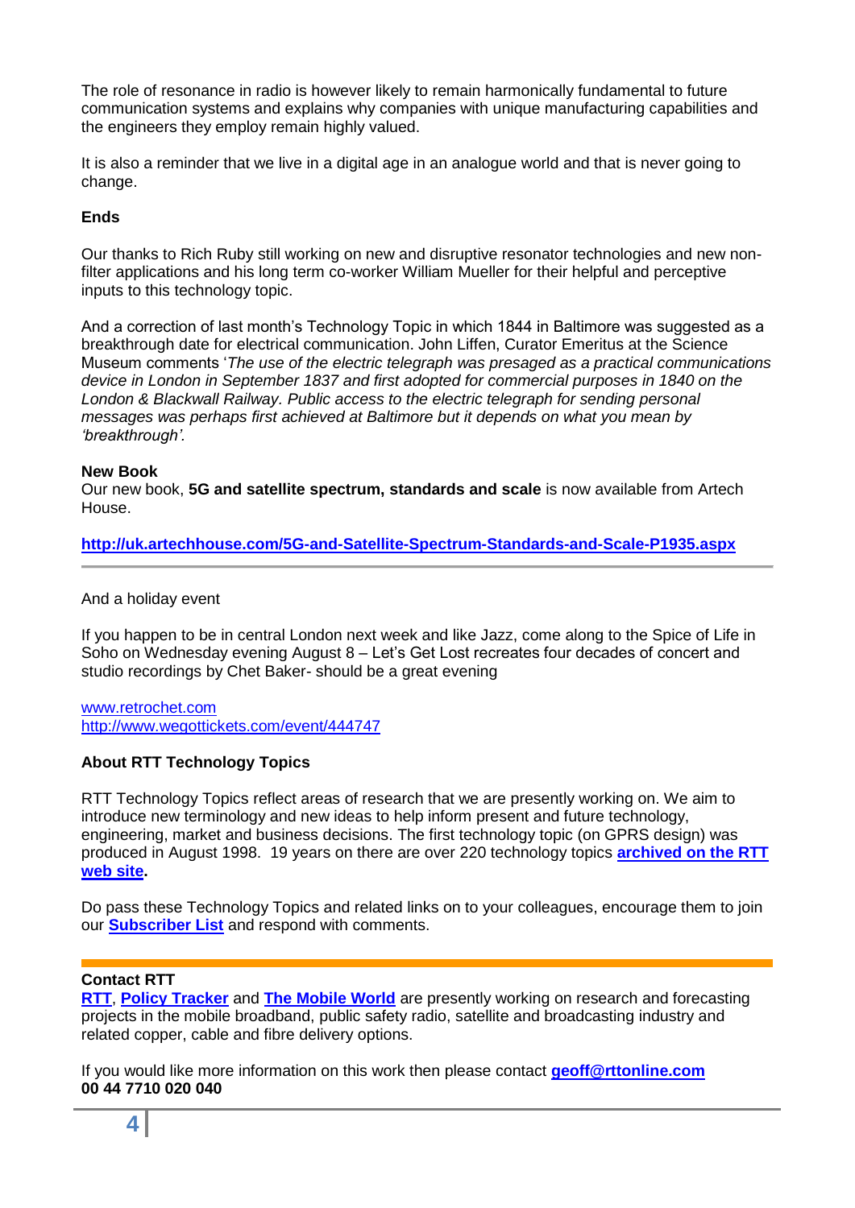The role of resonance in radio is however likely to remain harmonically fundamental to future communication systems and explains why companies with unique manufacturing capabilities and the engineers they employ remain highly valued.

It is also a reminder that we live in a digital age in an analogue world and that is never going to change.

**Ends**

Our thanks to Rich Ruby still working on new and disruptive resonator technologies and new non-filter applications and his long term co-worker William Mueller for their helpful and perceptive inputs to this technology topic.

And a correction of last month's Technology Topic in which 1844 in Baltimore was suggested as a breakthrough date for electrical communication. John Liffen, Curator Emeritus at the Science Museum comments '*The use of the electric telegraph was presaged as a practical communications device in London in September 1837 and first adopted for commercial purposes in 1840 on the London & Blackwall Railway. Public access to the electric telegraph for sending personal messages was perhaps first achieved at Baltimore but it depends on what you mean by 'breakthrough'.*

**New Book**
Our new book, **5G and satellite spectrum, standards and scale** is now available from Artech House.

**http://uk.artechhouse.com/5G-and-Satellite-Spectrum-Standards-and-Scale-P1935.aspx**

---

And a holiday event

If you happen to be in central London next week and like Jazz, come along to the Spice of Life in Soho on Wednesday evening August 8 – Let's Get Lost recreates four decades of concert and studio recordings by Chet Baker- should be a great evening

www.retrochet.com
http://www.wegottickets.com/event/444747

**About RTT Technology Topics**

RTT Technology Topics reflect areas of research that we are presently working on. We aim to introduce new terminology and new ideas to help inform present and future technology, engineering, market and business decisions. The first technology topic (on GPRS design) was produced in August 1998. 19 years on there are over 220 technology topics **archived on the RTT web site.**

Do pass these Technology Topics and related links on to your colleagues, encourage them to join our **Subscriber List** and respond with comments.

---

**Contact RTT**
**RTT**, **Policy Tracker** and **The Mobile World** are presently working on research and forecasting projects in the mobile broadband, public safety radio, satellite and broadcasting industry and related copper, cable and fibre delivery options.

If you would like more information on this work then please contact **geoff@rttonline.com**
**00 44 7710 020 040**